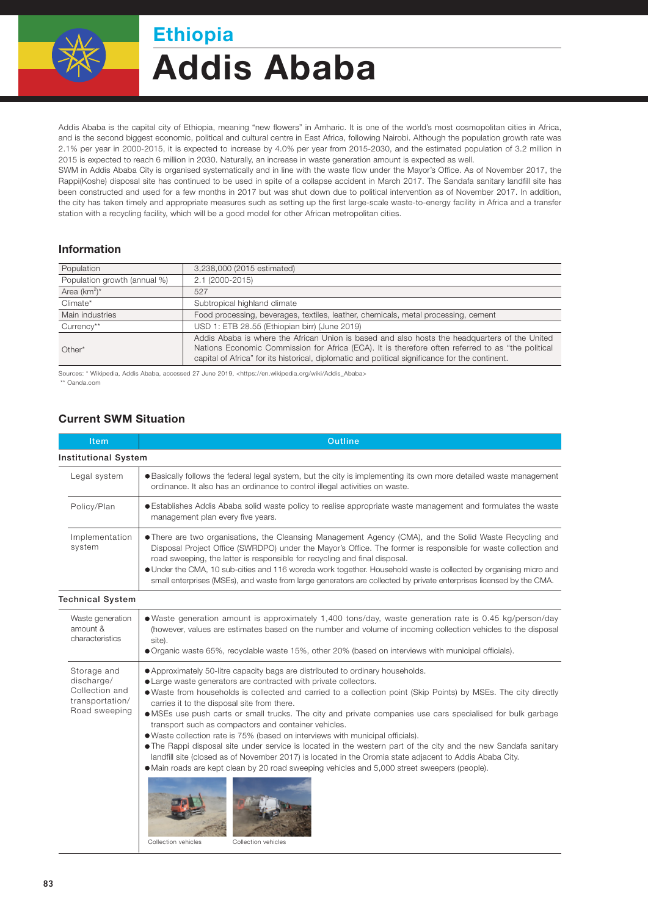Ethiopia

# Addis Ababa

Addis Ababa is the capital city of Ethiopia, meaning "new flowers" in Amharic. It is one of the world's most cosmopolitan cities in Africa, and is the second biggest economic, political and cultural centre in East Africa, following Nairobi. Although the population growth rate was 2.1% per year in 2000-2015, it is expected to increase by 4.0% per year from 2015-2030, and the estimated population of 3.2 million in 2015 is expected to reach 6 million in 2030. Naturally, an increase in waste generation amount is expected as well.

SWM in Addis Ababa City is organised systematically and in line with the waste flow under the Mayor's Office. As of November 2017, the Rappi(Koshe) disposal site has continued to be used in spite of a collapse accident in March 2017. The Sandafa sanitary landfill site has been constructed and used for a few months in 2017 but was shut down due to political intervention as of November 2017. In addition, the city has taken timely and appropriate measures such as setting up the first large-scale waste-to-energy facility in Africa and a transfer station with a recycling facility, which will be a good model for other African metropolitan cities.

## Information

| | |
|---|---|
| Population | 3,238,000 (2015 estimated) |
| Population growth (annual %) | 2.1 (2000-2015) |
| Area ($km^2$)* | 527 |
| Climate* | Subtropical highland climate |
| Main industries | Food processing, beverages, textiles, leather, chemicals, metal processing, cement |
| Currency** | USD 1: ETB 28.55 (Ethiopian birr) (June 2019) |
| Other* | Addis Ababa is where the African Union is based and also hosts the headquarters of the United Nations Economic Commission for Africa (ECA). It is therefore often referred to as "the political capital of Africa" for its historical, diplomatic and political significance for the continent. |

Sources: * Wikipedia, Addis Ababa, accessed 27 June 2019, <https://en.wikipedia.org/wiki/Addis_Ababa>
** Oanda.com

## Current SWM Situation

| Item | Outline |
|---|---|
| **Institutional System** | |
| Legal system | ● Basically follows the federal legal system, but the city is implementing its own more detailed waste management ordinance. It also has an ordinance to control illegal activities on waste. |
| Policy/Plan | ● Establishes Addis Ababa solid waste policy to realise appropriate waste management and formulates the waste management plan every five years. |
| Implementation system | ● There are two organisations, the Cleansing Management Agency (CMA), and the Solid Waste Recycling and Disposal Project Office (SWRDPO) under the Mayor's Office. The former is responsible for waste collection and road sweeping, the latter is responsible for recycling and final disposal.<br>● Under the CMA, 10 sub-cities and 116 woreda work together. Household waste is collected by organising micro and small enterprises (MSEs), and waste from large generators are collected by private enterprises licensed by the CMA. |
| **Technical System** | |
| Waste generation amount & characteristics | ● Waste generation amount is approximately 1,400 tons/day, waste generation rate is 0.45 kg/person/day (however, values are estimates based on the number and volume of incoming collection vehicles to the disposal site).<br>● Organic waste 65%, recyclable waste 15%, other 20% (based on interviews with municipal officials). |
| Storage and discharge/ Collection and transportation/ Road sweeping | ● Approximately 50-litre capacity bags are distributed to ordinary households.<br>● Large waste generators are contracted with private collectors.<br>● Waste from households is collected and carried to a collection point (Skip Points) by MSEs. The city directly carries it to the disposal site from there.<br>● MSEs use push carts or small trucks. The city and private companies use cars specialised for bulk garbage transport such as compactors and container vehicles.<br>● Waste collection rate is 75% (based on interviews with municipal officials).<br>● The Rappi disposal site under service is located in the western part of the city and the new Sandafa sanitary landfill site (closed as of November 2017) is located in the Oromia state adjacent to Addis Ababa City.<br>● Main roads are kept clean by 20 road sweeping vehicles and 5,000 street sweepers (people).<br><br>Collection vehicles &nbsp;&nbsp; Collection vehicles |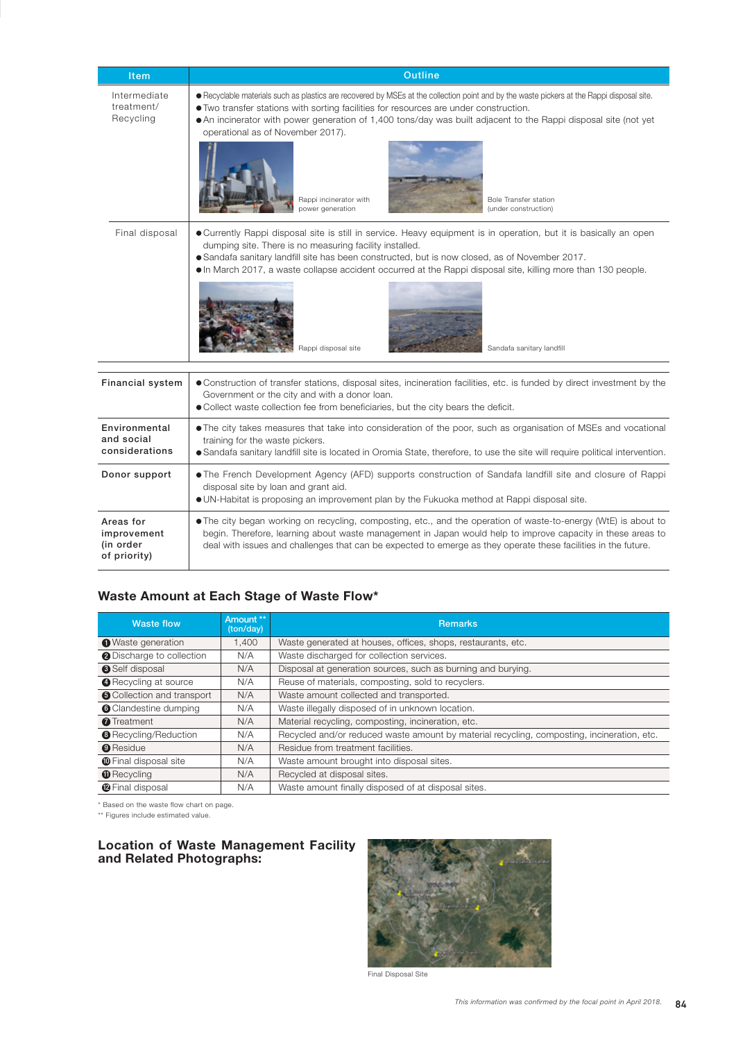| Item | Outline |
| --- | --- |
| Intermediate treatment/ Recycling | ● Recyclable materials such as plastics are recovered by MSEs at the collection point and by the waste pickers at the Rappi disposal site.<br>● Two transfer stations with sorting facilities for resources are under construction.<br>● An incinerator with power generation of 1,400 tons/day was built adjacent to the Rappi disposal site (not yet operational as of November 2017).<br>Rappi incinerator with power generation<br>Bole Transfer station (under construction) |
| Final disposal | ● Currently Rappi disposal site is still in service. Heavy equipment is in operation, but it is basically an open dumping site. There is no measuring facility installed.<br>● Sandafa sanitary landfill site has been constructed, but is now closed, as of November 2017.<br>● In March 2017, a waste collapse accident occurred at the Rappi disposal site, killing more than 130 people.<br>Rappi disposal site<br>Sandafa sanitary landfill |

| | |
| --- | --- |
| **Financial system** | ● Construction of transfer stations, disposal sites, incineration facilities, etc. is funded by direct investment by the Government or the city and with a donor loan.<br>● Collect waste collection fee from beneficiaries, but the city bears the deficit. |
| **Environmental and social considerations** | ● The city takes measures that take into consideration of the poor, such as organisation of MSEs and vocational training for the waste pickers.<br>● Sandafa sanitary landfill site is located in Oromia State, therefore, to use the site will require political intervention. |
| **Donor support** | ● The French Development Agency (AFD) supports construction of Sandafa landfill site and closure of Rappi disposal site by loan and grant aid.<br>● UN-Habitat is proposing an improvement plan by the Fukuoka method at Rappi disposal site. |
| **Areas for improvement (in order of priority)** | ● The city began working on recycling, composting, etc., and the operation of waste-to-energy (WtE) is about to begin. Therefore, learning about waste management in Japan would help to improve capacity in these areas to deal with issues and challenges that can be expected to emerge as they operate these facilities in the future. |

## Waste Amount at Each Stage of Waste Flow*

| Waste flow | Amount ** (ton/day) | Remarks |
| --- | --- | --- |
| ❶ Waste generation | 1,400 | Waste generated at houses, offices, shops, restaurants, etc. |
| ❷ Discharge to collection | N/A | Waste discharged for collection services. |
| ❸ Self disposal | N/A | Disposal at generation sources, such as burning and burying. |
| ❹ Recycling at source | N/A | Reuse of materials, composting, sold to recyclers. |
| ❺ Collection and transport | N/A | Waste amount collected and transported. |
| ❻ Clandestine dumping | N/A | Waste illegally disposed of in unknown location. |
| ❼ Treatment | N/A | Material recycling, composting, incineration, etc. |
| ❽ Recycling/Reduction | N/A | Recycled and/or reduced waste amount by material recycling, composting, incineration, etc. |
| ❾ Residue | N/A | Residue from treatment facilities. |
| ❿ Final disposal site | N/A | Waste amount brought into disposal sites. |
| ⓫ Recycling | N/A | Recycled at disposal sites. |
| ⓬ Final disposal | N/A | Waste amount finally disposed of at disposal sites. |

* Based on the waste flow chart on page.
** Figures include estimated value.

## Location of Waste Management Facility and Related Photographs:

Final Disposal Site

*This information was confirmed by the focal point in April 2018.*